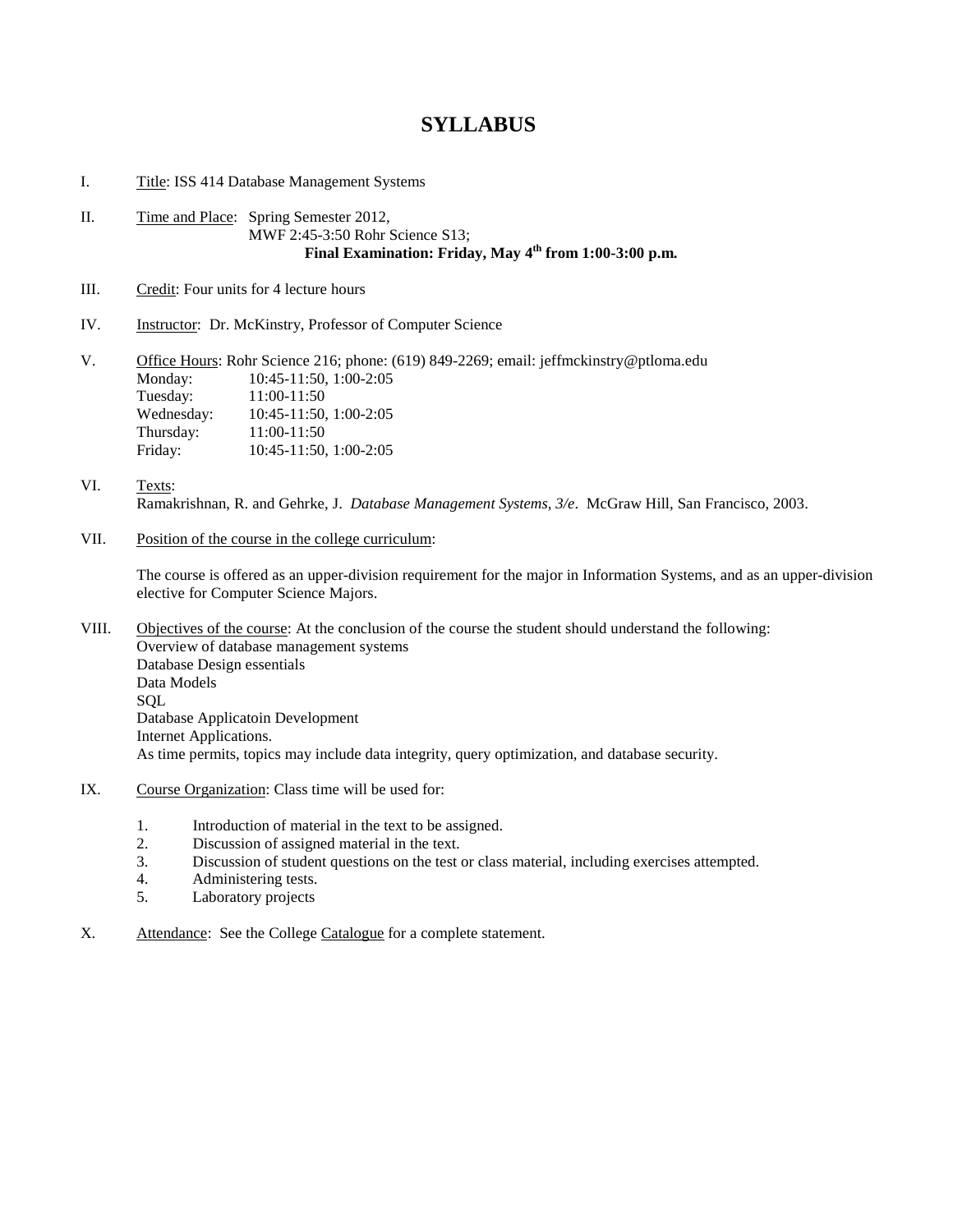# SYLLABUS

I. Title: ISS 414 Database Management Systems

II. Time and Place: Spring Semester 2012,
MWF 2:45-3:50 Rohr Science S13;
**Final Examination: Friday, May 4th from 1:00-3:00 p.m.**

III. Credit: Four units for 4 lecture hours

IV. Instructor: Dr. McKinstry, Professor of Computer Science

V. Office Hours: Rohr Science 216; phone: (619) 849-2269; email: jeffmckinstry@ptloma.edu

| | |
|---|---|
| Monday: | 10:45-11:50, 1:00-2:05 |
| Tuesday: | 11:00-11:50 |
| Wednesday: | 10:45-11:50, 1:00-2:05 |
| Thursday: | 11:00-11:50 |
| Friday: | 10:45-11:50, 1:00-2:05 |

VI. Texts:
Ramakrishnan, R. and Gehrke, J. *Database Management Systems, 3/e*. McGraw Hill, San Francisco, 2003.

VII. Position of the course in the college curriculum:

The course is offered as an upper-division requirement for the major in Information Systems, and as an upper-division elective for Computer Science Majors.

VIII. Objectives of the course: At the conclusion of the course the student should understand the following:
Overview of database management systems
Database Design essentials
Data Models
SQL
Database Applicatoin Development
Internet Applications.
As time permits, topics may include data integrity, query optimization, and database security.

IX. Course Organization: Class time will be used for:

1. Introduction of material in the text to be assigned.
2. Discussion of assigned material in the text.
3. Discussion of student questions on the test or class material, including exercises attempted.
4. Administering tests.
5. Laboratory projects

X. Attendance: See the College Catalogue for a complete statement.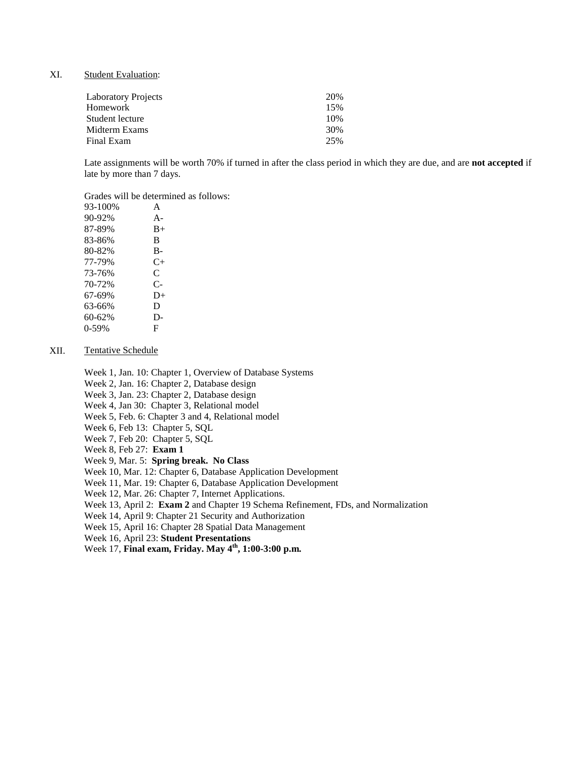## XI. Student Evaluation:

| | |
|---|---|
| Laboratory Projects | 20% |
| Homework | 15% |
| Student lecture | 10% |
| Midterm Exams | 30% |
| Final Exam | 25% |

Late assignments will be worth 70% if turned in after the class period in which they are due, and are **not accepted** if late by more than 7 days.

Grades will be determined as follows:

| | |
|---|---|
| 93-100% | A |
| 90-92% | A- |
| 87-89% | B+ |
| 83-86% | B |
| 80-82% | B- |
| 77-79% | C+ |
| 73-76% | C |
| 70-72% | C- |
| 67-69% | D+ |
| 63-66% | D |
| 60-62% | D- |
| 0-59% | F |

## XII. Tentative Schedule

Week 1, Jan. 10: Chapter 1, Overview of Database Systems
Week 2, Jan. 16: Chapter 2, Database design
Week 3, Jan. 23: Chapter 2, Database design
Week 4, Jan 30: Chapter 3, Relational model
Week 5, Feb. 6: Chapter 3 and 4, Relational model
Week 6, Feb 13: Chapter 5, SQL
Week 7, Feb 20: Chapter 5, SQL
Week 8, Feb 27: **Exam 1**
Week 9, Mar. 5: **Spring break. No Class**
Week 10, Mar. 12: Chapter 6, Database Application Development
Week 11, Mar. 19: Chapter 6, Database Application Development
Week 12, Mar. 26: Chapter 7, Internet Applications.
Week 13, April 2: **Exam 2** and Chapter 19 Schema Refinement, FDs, and Normalization
Week 14, April 9: Chapter 21 Security and Authorization
Week 15, April 16: Chapter 28 Spatial Data Management
Week 16, April 23: **Student Presentations**
Week 17, **Final exam, Friday. May 4th, 1:00-3:00 p.m.**